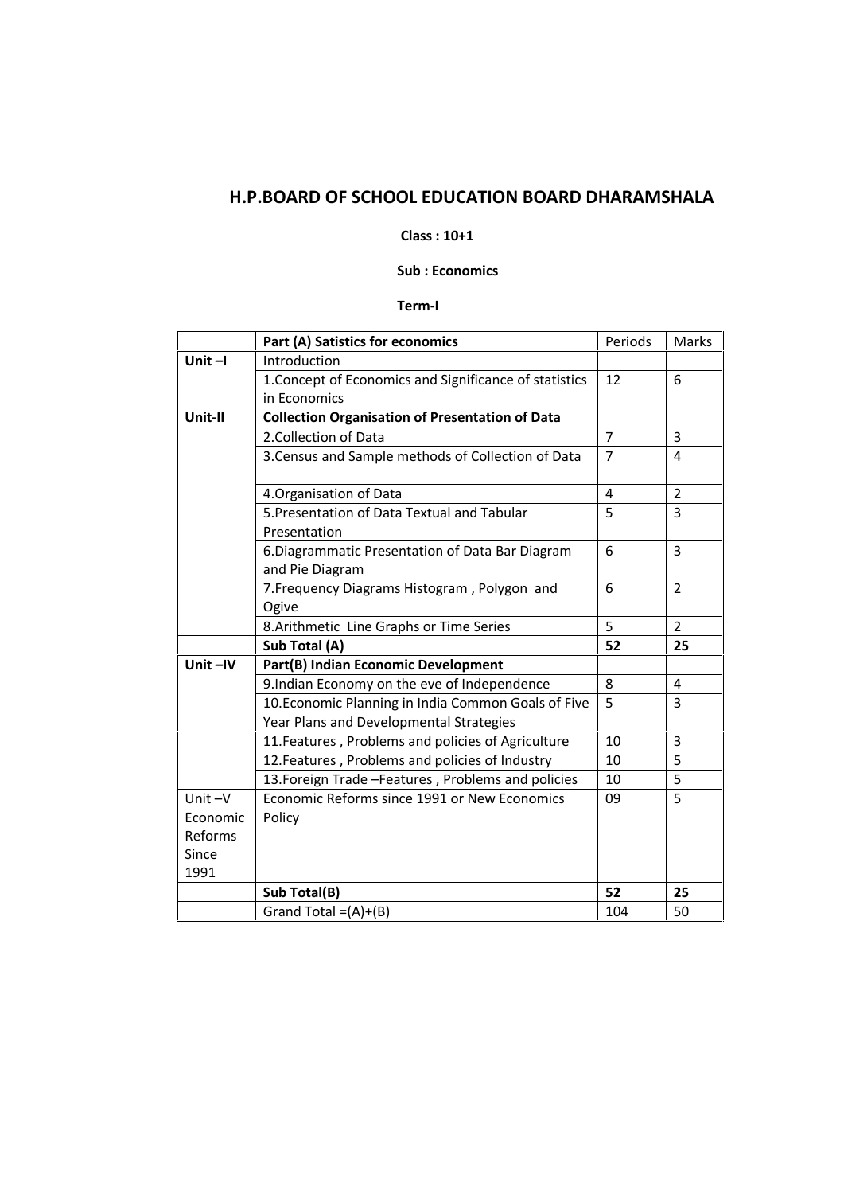# H.P.BOARD OF SCHOOL EDUCATION BOARD DHARAMSHALA

**Class : 10+1**

**Sub : Economics**

**Term-I**

| | **Part (A) Satistics for economics** | Periods | Marks |
|---|---|---|---|
| **Unit –I** | Introduction | | |
| | 1.Concept of Economics and Significance of statistics in Economics | 12 | 6 |
| **Unit-II** | **Collection Organisation of Presentation of Data** | | |
| | 2.Collection of Data | 7 | 3 |
| | 3.Census and Sample methods of Collection of Data | 7 | 4 |
| | 4.Organisation of Data | 4 | 2 |
| | 5.Presentation of Data Textual and Tabular Presentation | 5 | 3 |
| | 6.Diagrammatic Presentation of Data Bar Diagram and Pie Diagram | 6 | 3 |
| | 7.Frequency Diagrams Histogram , Polygon and Ogive | 6 | 2 |
| | 8.Arithmetic Line Graphs or Time Series | 5 | 2 |
| | **Sub Total (A)** | **52** | **25** |
| **Unit –IV** | **Part(B) Indian Economic Development** | | |
| | 9.Indian Economy on the eve of Independence | 8 | 4 |
| | 10.Economic Planning in India Common Goals of Five Year Plans and Developmental Strategies | 5 | 3 |
| | 11.Features , Problems and policies of Agriculture | 10 | 3 |
| | 12.Features , Problems and policies of Industry | 10 | 5 |
| | 13.Foreign Trade –Features , Problems and policies | 10 | 5 |
| Unit –V Economic Reforms Since 1991 | Economic Reforms since 1991 or New Economics Policy | 09 | 5 |
| | **Sub Total(B)** | **52** | **25** |
| | Grand Total =(A)+(B) | 104 | 50 |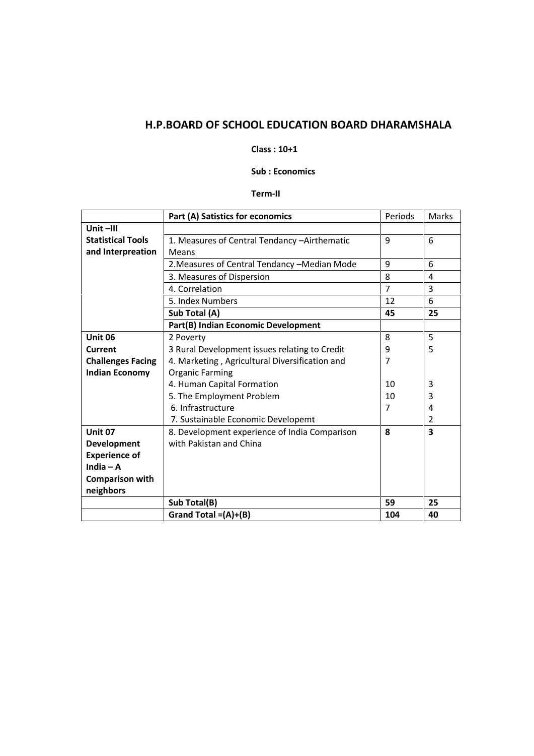## H.P.BOARD OF SCHOOL EDUCATION BOARD DHARAMSHALA

**Class : 10+1**

**Sub : Economics**

**Term-II**

| | **Part (A) Satistics for economics** | Periods | Marks |
|---|---|---|---|
| **Unit –III Statistical Tools and Interpreation** | | | |
| | 1. Measures of Central Tendancy –Airthematic Means | 9 | 6 |
| | 2.Measures of Central Tendancy –Median Mode | 9 | 6 |
| | 3. Measures of Dispersion | 8 | 4 |
| | 4. Correlation | 7 | 3 |
| | 5. Index Numbers | 12 | 6 |
| | **Sub Total (A)** | **45** | **25** |
| | **Part(B) Indian Economic Development** | | |
| **Unit 06 Current Challenges Facing Indian Economy** | 2 Poverty | 8 | 5 |
| | 3 Rural Development issues relating to Credit | 9 | 5 |
| | 4. Marketing , Agricultural Diversification and Organic Farming | 7 | |
| | 4. Human Capital Formation | 10 | 3 |
| | 5. The Employment Problem | 10 | 3 |
| | 6. Infrastructure | 7 | 4 |
| | 7. Sustainable Economic Developemt | | 2 |
| **Unit 07 Development Experience of India – A Comparison with neighbors** | 8. Development experience of India Comparison with Pakistan and China | **8** | **3** |
| | **Sub Total(B)** | **59** | **25** |
| | **Grand Total =(A)+(B)** | **104** | **40** |